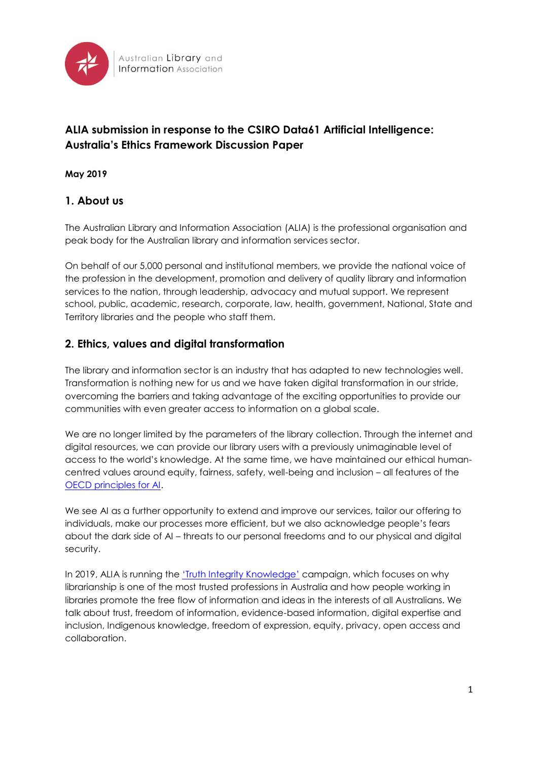Australian Library and Information Association

# ALIA submission in response to the CSIRO Data61 Artificial Intelligence: Australia's Ethics Framework Discussion Paper

**May 2019**

## 1. About us

The Australian Library and Information Association (ALIA) is the professional organisation and peak body for the Australian library and information services sector.

On behalf of our 5,000 personal and institutional members, we provide the national voice of the profession in the development, promotion and delivery of quality library and information services to the nation, through leadership, advocacy and mutual support. We represent school, public, academic, research, corporate, law, health, government, National, State and Territory libraries and the people who staff them.

## 2. Ethics, values and digital transformation

The library and information sector is an industry that has adapted to new technologies well. Transformation is nothing new for us and we have taken digital transformation in our stride, overcoming the barriers and taking advantage of the exciting opportunities to provide our communities with even greater access to information on a global scale.

We are no longer limited by the parameters of the library collection. Through the internet and digital resources, we can provide our library users with a previously unimaginable level of access to the world's knowledge. At the same time, we have maintained our ethical human-centred values around equity, fairness, safety, well-being and inclusion – all features of the OECD principles for AI.

We see AI as a further opportunity to extend and improve our services, tailor our offering to individuals, make our processes more efficient, but we also acknowledge people's fears about the dark side of AI – threats to our personal freedoms and to our physical and digital security.

In 2019, ALIA is running the 'Truth Integrity Knowledge' campaign, which focuses on why librarianship is one of the most trusted professions in Australia and how people working in libraries promote the free flow of information and ideas in the interests of all Australians. We talk about trust, freedom of information, evidence-based information, digital expertise and inclusion, Indigenous knowledge, freedom of expression, equity, privacy, open access and collaboration.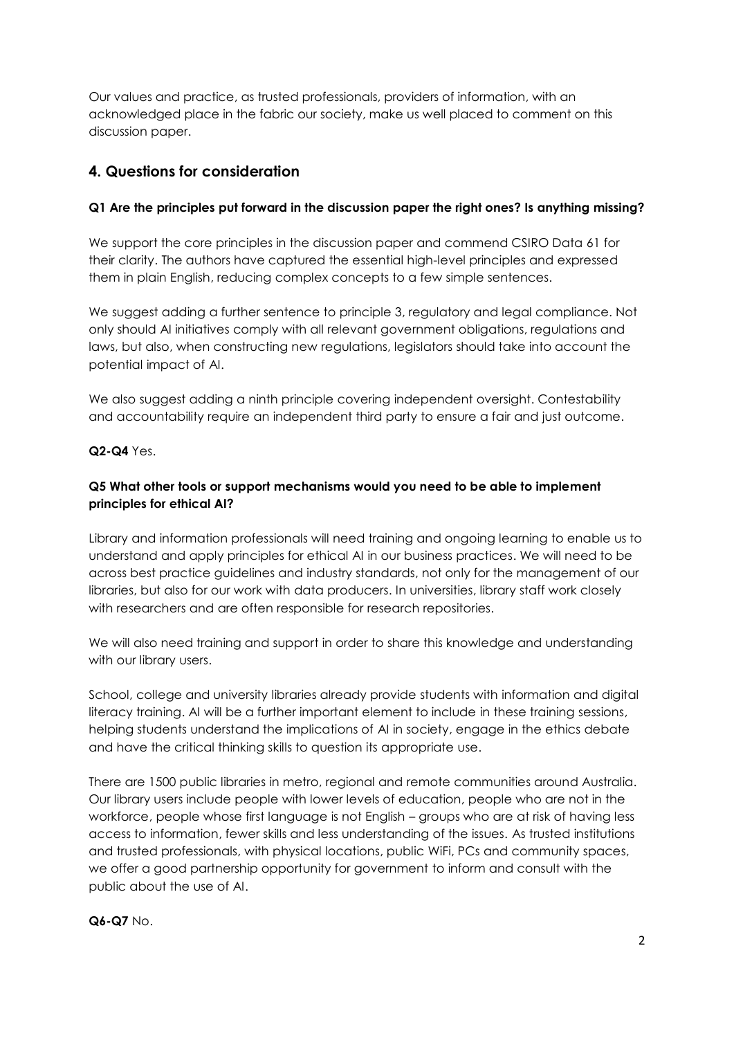Our values and practice, as trusted professionals, providers of information, with an acknowledged place in the fabric our society, make us well placed to comment on this discussion paper.

## 4. Questions for consideration

**Q1 Are the principles put forward in the discussion paper the right ones? Is anything missing?**

We support the core principles in the discussion paper and commend CSIRO Data 61 for their clarity. The authors have captured the essential high-level principles and expressed them in plain English, reducing complex concepts to a few simple sentences.

We suggest adding a further sentence to principle 3, regulatory and legal compliance. Not only should AI initiatives comply with all relevant government obligations, regulations and laws, but also, when constructing new regulations, legislators should take into account the potential impact of AI.

We also suggest adding a ninth principle covering independent oversight. Contestability and accountability require an independent third party to ensure a fair and just outcome.

**Q2-Q4** Yes.

**Q5 What other tools or support mechanisms would you need to be able to implement principles for ethical AI?**

Library and information professionals will need training and ongoing learning to enable us to understand and apply principles for ethical AI in our business practices. We will need to be across best practice guidelines and industry standards, not only for the management of our libraries, but also for our work with data producers. In universities, library staff work closely with researchers and are often responsible for research repositories.

We will also need training and support in order to share this knowledge and understanding with our library users.

School, college and university libraries already provide students with information and digital literacy training. AI will be a further important element to include in these training sessions, helping students understand the implications of AI in society, engage in the ethics debate and have the critical thinking skills to question its appropriate use.

There are 1500 public libraries in metro, regional and remote communities around Australia. Our library users include people with lower levels of education, people who are not in the workforce, people whose first language is not English – groups who are at risk of having less access to information, fewer skills and less understanding of the issues. As trusted institutions and trusted professionals, with physical locations, public WiFi, PCs and community spaces, we offer a good partnership opportunity for government to inform and consult with the public about the use of AI.

**Q6-Q7** No.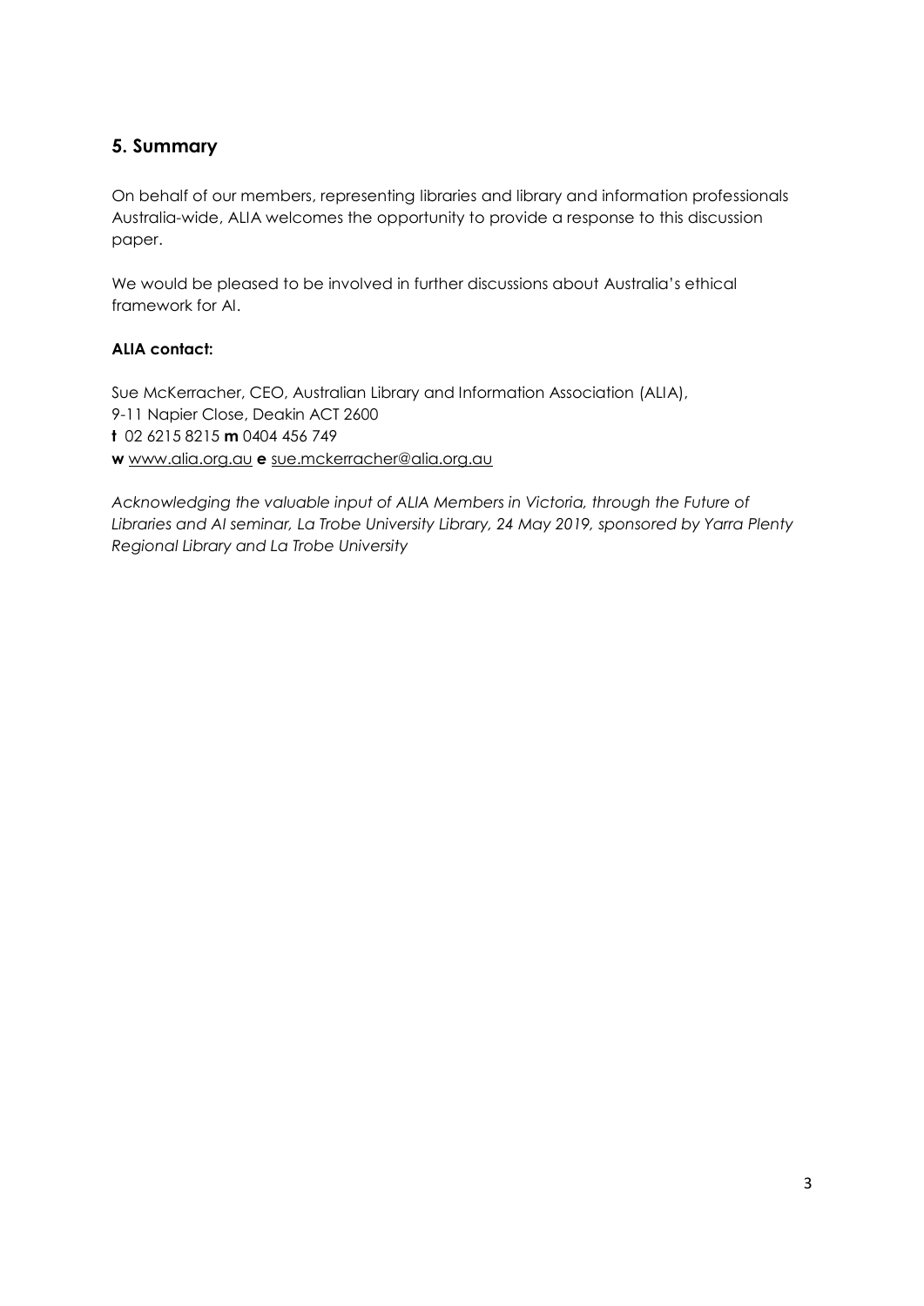## 5. Summary

On behalf of our members, representing libraries and library and information professionals Australia-wide, ALIA welcomes the opportunity to provide a response to this discussion paper.

We would be pleased to be involved in further discussions about Australia's ethical framework for AI.

**ALIA contact:**

Sue McKerracher, CEO, Australian Library and Information Association (ALIA),
9-11 Napier Close, Deakin ACT 2600
**t** 02 6215 8215 **m** 0404 456 749
**w** www.alia.org.au **e** sue.mckerracher@alia.org.au

*Acknowledging the valuable input of ALIA Members in Victoria, through the Future of Libraries and AI seminar, La Trobe University Library, 24 May 2019, sponsored by Yarra Plenty Regional Library and La Trobe University*